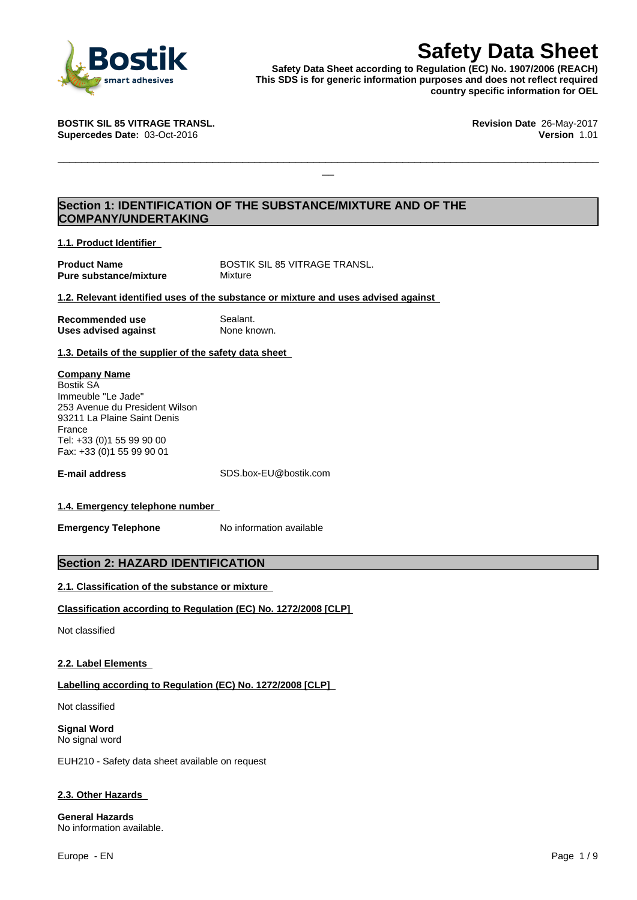# Safety Data Sheet

**Safety Data Sheet according to Regulation (EC) No. 1907/2006 (REACH)**
**This SDS is for generic information purposes and does not reflect required country specific information for OEL**

**BOSTIK SIL 85 VITRAGE TRANSL.**
**Supercedes Date:** 03-Oct-2016

**Revision Date** 26-May-2017
**Version** 1.01

## Section 1: IDENTIFICATION OF THE SUBSTANCE/MIXTURE AND OF THE COMPANY/UNDERTAKING

### 1.1. Product Identifier

| | |
|---|---|
| **Product Name** | BOSTIK SIL 85 VITRAGE TRANSL. |
| **Pure substance/mixture** | Mixture |

### 1.2. Relevant identified uses of the substance or mixture and uses advised against

| | |
|---|---|
| **Recommended use** | Sealant. |
| **Uses advised against** | None known. |

### 1.3. Details of the supplier of the safety data sheet

**Company Name**
Bostik SA
Immeuble "Le Jade"
253 Avenue du President Wilson
93211 La Plaine Saint Denis
France
Tel: +33 (0)1 55 99 90 00
Fax: +33 (0)1 55 99 90 01

**E-mail address** SDS.box-EU@bostik.com

### 1.4. Emergency telephone number

**Emergency Telephone** No information available

## Section 2: HAZARD IDENTIFICATION

### 2.1. Classification of the substance or mixture

**Classification according to Regulation (EC) No. 1272/2008 [CLP]**

Not classified

### 2.2. Label Elements

**Labelling according to Regulation (EC) No. 1272/2008 [CLP]**

Not classified

**Signal Word**
No signal word

EUH210 - Safety data sheet available on request

### 2.3. Other Hazards

**General Hazards**
No information available.

Europe - EN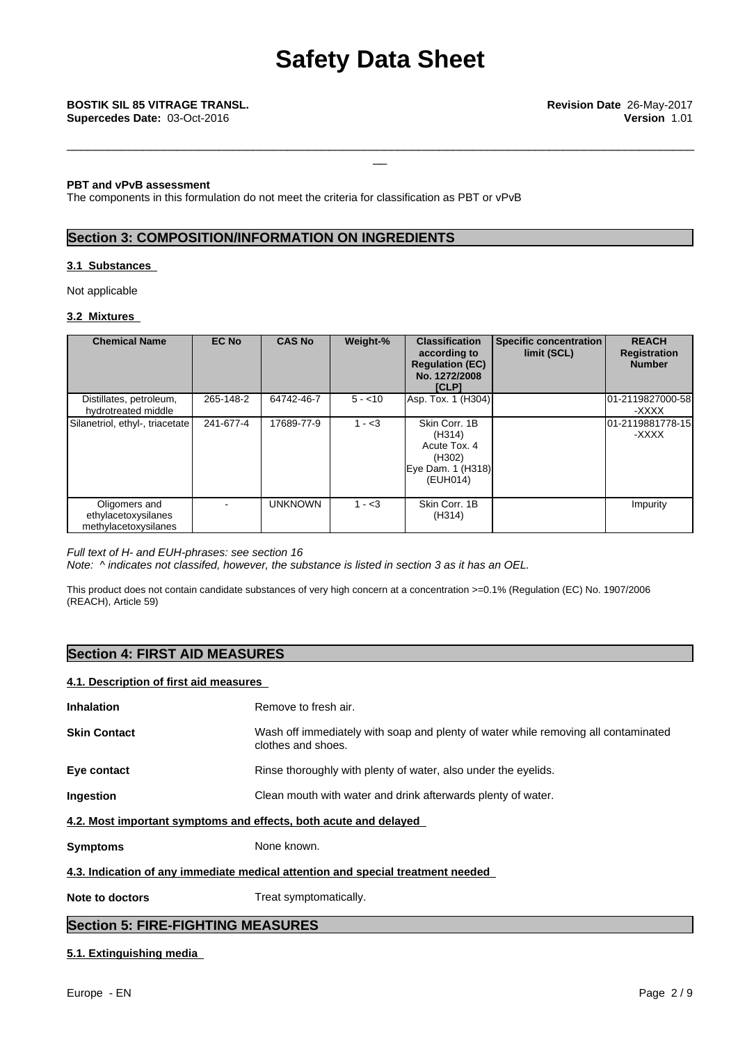**PBT and vPvB assessment**
The components in this formulation do not meet the criteria for classification as PBT or vPvB

## Section 3: COMPOSITION/INFORMATION ON INGREDIENTS

### 3.1 Substances

Not applicable

### 3.2 Mixtures

| Chemical Name | EC No | CAS No | Weight-% | Classification according to Regulation (EC) No. 1272/2008 [CLP] | Specific concentration limit (SCL) | REACH Registration Number |
|---|---|---|---|---|---|---|
| Distillates, petroleum, hydrotreated middle | 265-148-2 | 64742-46-7 | 5 - <10 | Asp. Tox. 1 (H304) | | 01-2119827000-58-XXXX |
| Silanetriol, ethyl-, triacetate | 241-677-4 | 17689-77-9 | 1 - <3 | Skin Corr. 1B (H314) Acute Tox. 4 (H302) Eye Dam. 1 (H318) (EUH014) | | 01-2119881778-15-XXXX |
| Oligomers and ethylacetoxysilanes methylacetoxysilanes | - | UNKNOWN | 1 - <3 | Skin Corr. 1B (H314) | | Impurity |

*Full text of H- and EUH-phrases: see section 16*
*Note: ^ indicates not classifed, however, the substance is listed in section 3 as it has an OEL.*

This product does not contain candidate substances of very high concern at a concentration >=0.1% (Regulation (EC) No. 1907/2006 (REACH), Article 59)

## Section 4: FIRST AID MEASURES

### 4.1. Description of first aid measures

**Inhalation** Remove to fresh air.

**Skin Contact** Wash off immediately with soap and plenty of water while removing all contaminated clothes and shoes.

**Eye contact** Rinse thoroughly with plenty of water, also under the eyelids.

**Ingestion** Clean mouth with water and drink afterwards plenty of water.

### 4.2. Most important symptoms and effects, both acute and delayed

**Symptoms** None known.

### 4.3. Indication of any immediate medical attention and special treatment needed

**Note to doctors** Treat symptomatically.

## Section 5: FIRE-FIGHTING MEASURES

### 5.1. Extinguishing media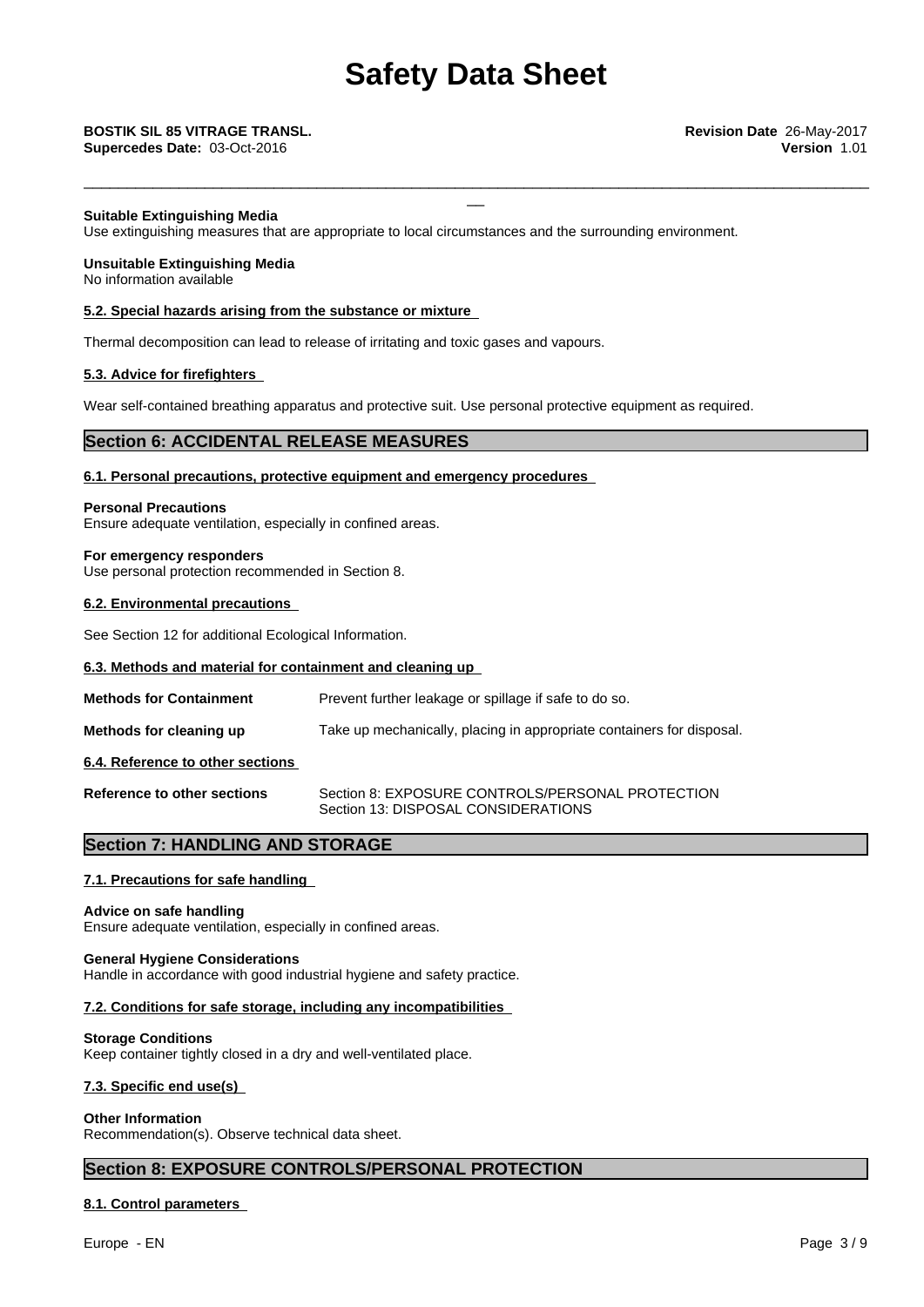**Suitable Extinguishing Media**
Use extinguishing measures that are appropriate to local circumstances and the surrounding environment.

**Unsuitable Extinguishing Media**
No information available

### 5.2. Special hazards arising from the substance or mixture

Thermal decomposition can lead to release of irritating and toxic gases and vapours.

### 5.3. Advice for firefighters

Wear self-contained breathing apparatus and protective suit. Use personal protective equipment as required.

## Section 6: ACCIDENTAL RELEASE MEASURES

### 6.1. Personal precautions, protective equipment and emergency procedures

**Personal Precautions**
Ensure adequate ventilation, especially in confined areas.

**For emergency responders**
Use personal protection recommended in Section 8.

### 6.2. Environmental precautions

See Section 12 for additional Ecological Information.

### 6.3. Methods and material for containment and cleaning up

**Methods for Containment** Prevent further leakage or spillage if safe to do so.

**Methods for cleaning up** Take up mechanically, placing in appropriate containers for disposal.

### 6.4. Reference to other sections

**Reference to other sections** Section 8: EXPOSURE CONTROLS/PERSONAL PROTECTION
Section 13: DISPOSAL CONSIDERATIONS

## Section 7: HANDLING AND STORAGE

### 7.1. Precautions for safe handling

**Advice on safe handling**
Ensure adequate ventilation, especially in confined areas.

**General Hygiene Considerations**
Handle in accordance with good industrial hygiene and safety practice.

### 7.2. Conditions for safe storage, including any incompatibilities

**Storage Conditions**
Keep container tightly closed in a dry and well-ventilated place.

### 7.3. Specific end use(s)

**Other Information**
Recommendation(s). Observe technical data sheet.

## Section 8: EXPOSURE CONTROLS/PERSONAL PROTECTION

### 8.1. Control parameters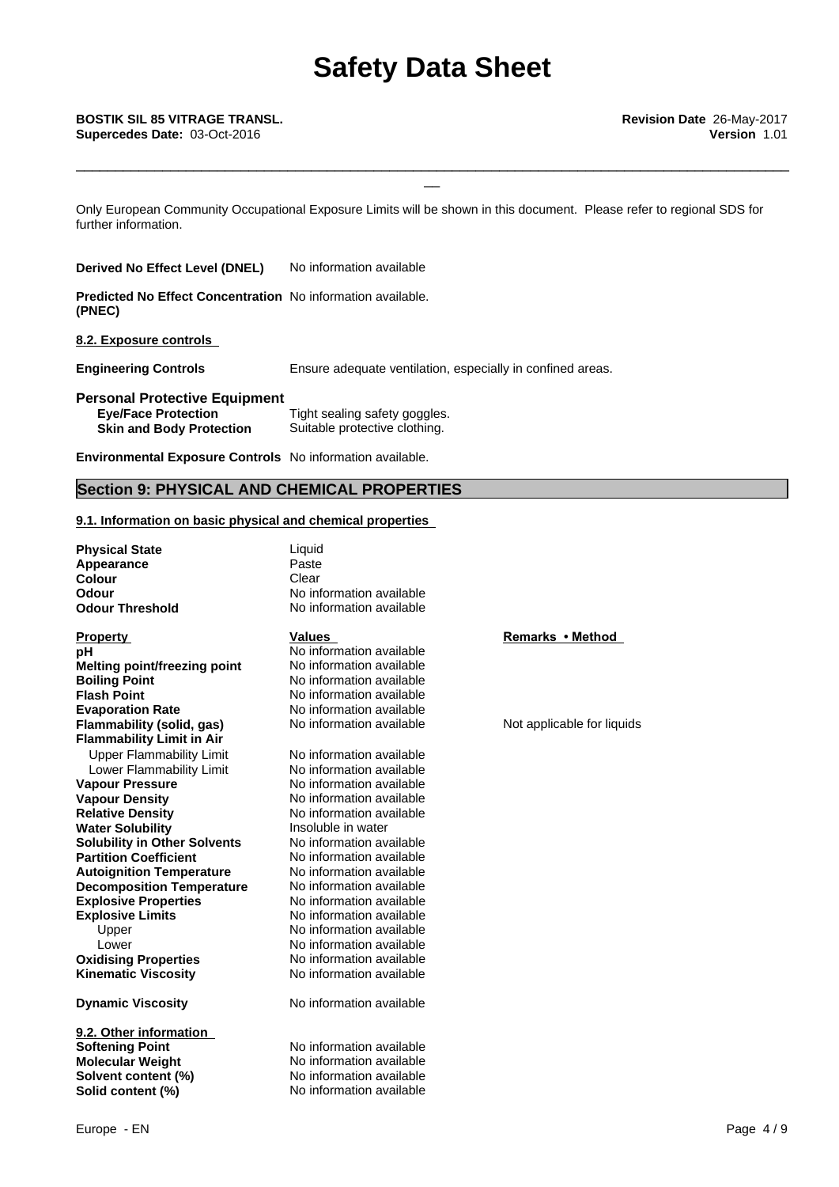Only European Community Occupational Exposure Limits will be shown in this document. Please refer to regional SDS for further information.

**Derived No Effect Level (DNEL)** No information available

**Predicted No Effect Concentration (PNEC)** No information available.

**8.2. Exposure controls**

**Engineering Controls** Ensure adequate ventilation, especially in confined areas.

**Personal Protective Equipment**

**Eye/Face Protection** Tight sealing safety goggles.
**Skin and Body Protection** Suitable protective clothing.

**Environmental Exposure Controls** No information available.

## Section 9: PHYSICAL AND CHEMICAL PROPERTIES

**9.1. Information on basic physical and chemical properties**

**Physical State** Liquid
**Appearance** Paste
**Colour** Clear
**Odour** No information available
**Odour Threshold** No information available

| Property | Values | Remarks • Method |
|---|---|---|
| **pH** | No information available | |
| **Melting point/freezing point** | No information available | |
| **Boiling Point** | No information available | |
| **Flash Point** | No information available | |
| **Evaporation Rate** | No information available | |
| **Flammability (solid, gas)** | No information available | Not applicable for liquids |
| **Flammability Limit in Air** | | |
| Upper Flammability Limit | No information available | |
| Lower Flammability Limit | No information available | |
| **Vapour Pressure** | No information available | |
| **Vapour Density** | No information available | |
| **Relative Density** | No information available | |
| **Water Solubility** | Insoluble in water | |
| **Solubility in Other Solvents** | No information available | |
| **Partition Coefficient** | No information available | |
| **Autoignition Temperature** | No information available | |
| **Decomposition Temperature** | No information available | |
| **Explosive Properties** | No information available | |
| **Explosive Limits** | No information available | |
| Upper | No information available | |
| Lower | No information available | |
| **Oxidising Properties** | No information available | |
| **Kinematic Viscosity** | No information available | |
| **Dynamic Viscosity** | No information available | |

**9.2. Other information**

**Softening Point** No information available
**Molecular Weight** No information available
**Solvent content (%)** No information available
**Solid content (%)** No information available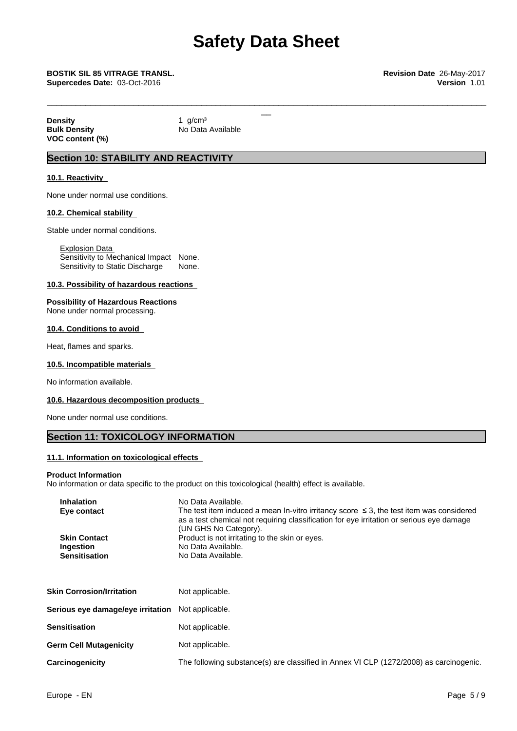| | |
|---|---|
| **Density** | 1 g/cm³ |
| **Bulk Density** | No Data Available |
| **VOC content (%)** | |

## Section 10: STABILITY AND REACTIVITY

### 10.1. Reactivity

None under normal use conditions.

### 10.2. Chemical stability

Stable under normal conditions.

Explosion Data

| | |
|---|---|
| Sensitivity to Mechanical Impact | None. |
| Sensitivity to Static Discharge | None. |

### 10.3. Possibility of hazardous reactions

**Possibility of Hazardous Reactions**
None under normal processing.

### 10.4. Conditions to avoid

Heat, flames and sparks.

### 10.5. Incompatible materials

No information available.

### 10.6. Hazardous decomposition products

None under normal use conditions.

## Section 11: TOXICOLOGY INFORMATION

### 11.1. Information on toxicological effects

**Product Information**
No information or data specific to the product on this toxicological (health) effect is available.

| | |
|---|---|
| **Inhalation** | No Data Available. |
| **Eye contact** | The test item induced a mean In-vitro irritancy score ≤ 3, the test item was considered as a test chemical not requiring classification for eye irritation or serious eye damage (UN GHS No Category). |
| **Skin Contact** | Product is not irritating to the skin or eyes. |
| **Ingestion** | No Data Available. |
| **Sensitisation** | No Data Available. |

| | |
|---|---|
| **Skin Corrosion/Irritation** | Not applicable. |
| **Serious eye damage/eye irritation** | Not applicable. |
| **Sensitisation** | Not applicable. |
| **Germ Cell Mutagenicity** | Not applicable. |
| **Carcinogenicity** | The following substance(s) are classified in Annex VI CLP (1272/2008) as carcinogenic. |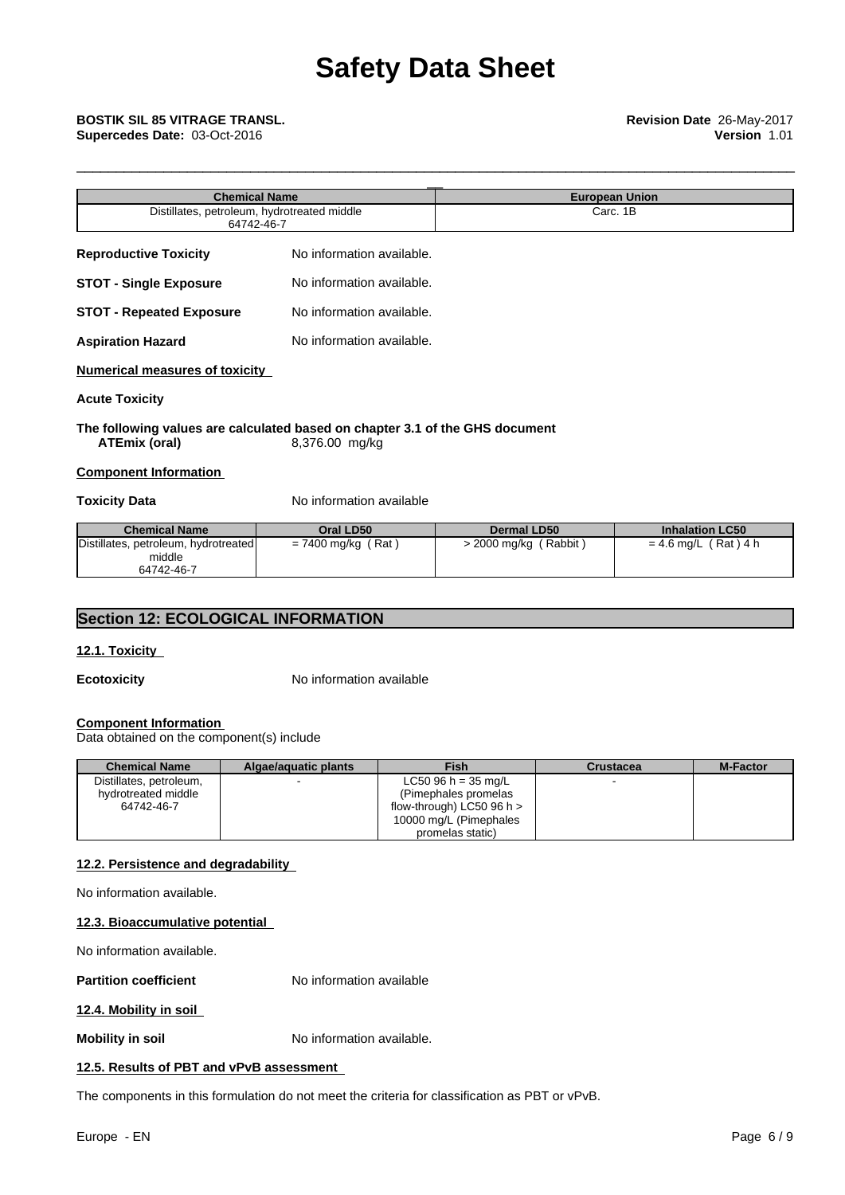| Chemical Name | European Union |
|---|---|
| Distillates, petroleum, hydrotreated middle 64742-46-7 | Carc. 1B |

**Reproductive Toxicity** No information available.

**STOT - Single Exposure** No information available.

**STOT - Repeated Exposure** No information available.

**Aspiration Hazard** No information available.

**Numerical measures of toxicity**

**Acute Toxicity**

**The following values are calculated based on chapter 3.1 of the GHS document**
**ATEmix (oral)** 8,376.00 mg/kg

**Component Information**

**Toxicity Data** No information available

| Chemical Name | Oral LD50 | Dermal LD50 | Inhalation LC50 |
|---|---|---|---|
| Distillates, petroleum, hydrotreated middle 64742-46-7 | = 7400 mg/kg ( Rat ) | > 2000 mg/kg ( Rabbit ) | = 4.6 mg/L ( Rat ) 4 h |

## Section 12: ECOLOGICAL INFORMATION

**12.1. Toxicity**

**Ecotoxicity** No information available

**Component Information**
Data obtained on the component(s) include

| Chemical Name | Algae/aquatic plants | Fish | Crustacea | M-Factor |
|---|---|---|---|---|
| Distillates, petroleum, hydrotreated middle 64742-46-7 | - | LC50 96 h = 35 mg/L (Pimephales promelas flow-through) LC50 96 h > 10000 mg/L (Pimephales promelas static) | - | |

**12.2. Persistence and degradability**

No information available.

**12.3. Bioaccumulative potential**

No information available.

**Partition coefficient** No information available

**12.4. Mobility in soil**

**Mobility in soil** No information available.

**12.5. Results of PBT and vPvB assessment**

The components in this formulation do not meet the criteria for classification as PBT or vPvB.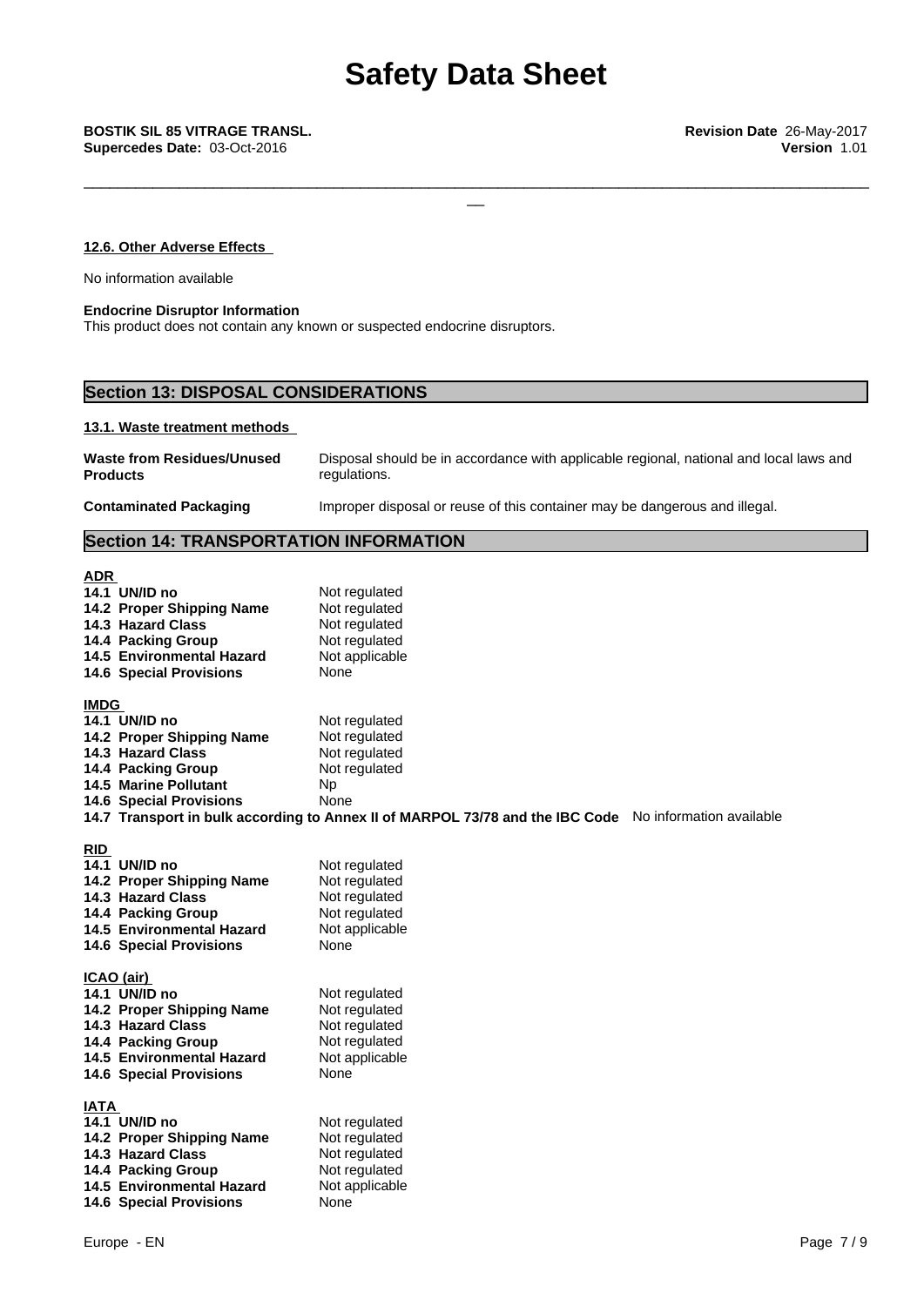#### 12.6. Other Adverse Effects

No information available

**Endocrine Disruptor Information**
This product does not contain any known or suspected endocrine disruptors.

## Section 13: DISPOSAL CONSIDERATIONS

#### 13.1. Waste treatment methods

| | |
|---|---|
| **Waste from Residues/Unused Products** | Disposal should be in accordance with applicable regional, national and local laws and regulations. |
| **Contaminated Packaging** | Improper disposal or reuse of this container may be dangerous and illegal. |

## Section 14: TRANSPORTATION INFORMATION

**ADR**

| | |
|---|---|
| **14.1 UN/ID no** | Not regulated |
| **14.2 Proper Shipping Name** | Not regulated |
| **14.3 Hazard Class** | Not regulated |
| **14.4 Packing Group** | Not regulated |
| **14.5 Environmental Hazard** | Not applicable |
| **14.6 Special Provisions** | None |

**IMDG**

| | |
|---|---|
| **14.1 UN/ID no** | Not regulated |
| **14.2 Proper Shipping Name** | Not regulated |
| **14.3 Hazard Class** | Not regulated |
| **14.4 Packing Group** | Not regulated |
| **14.5 Marine Pollutant** | Np |
| **14.6 Special Provisions** | None |

**14.7 Transport in bulk according to Annex II of MARPOL 73/78 and the IBC Code** No information available

**RID**

| | |
|---|---|
| **14.1 UN/ID no** | Not regulated |
| **14.2 Proper Shipping Name** | Not regulated |
| **14.3 Hazard Class** | Not regulated |
| **14.4 Packing Group** | Not regulated |
| **14.5 Environmental Hazard** | Not applicable |
| **14.6 Special Provisions** | None |

**ICAO (air)**

| | |
|---|---|
| **14.1 UN/ID no** | Not regulated |
| **14.2 Proper Shipping Name** | Not regulated |
| **14.3 Hazard Class** | Not regulated |
| **14.4 Packing Group** | Not regulated |
| **14.5 Environmental Hazard** | Not applicable |
| **14.6 Special Provisions** | None |

**IATA**

| | |
|---|---|
| **14.1 UN/ID no** | Not regulated |
| **14.2 Proper Shipping Name** | Not regulated |
| **14.3 Hazard Class** | Not regulated |
| **14.4 Packing Group** | Not regulated |
| **14.5 Environmental Hazard** | Not applicable |
| **14.6 Special Provisions** | None |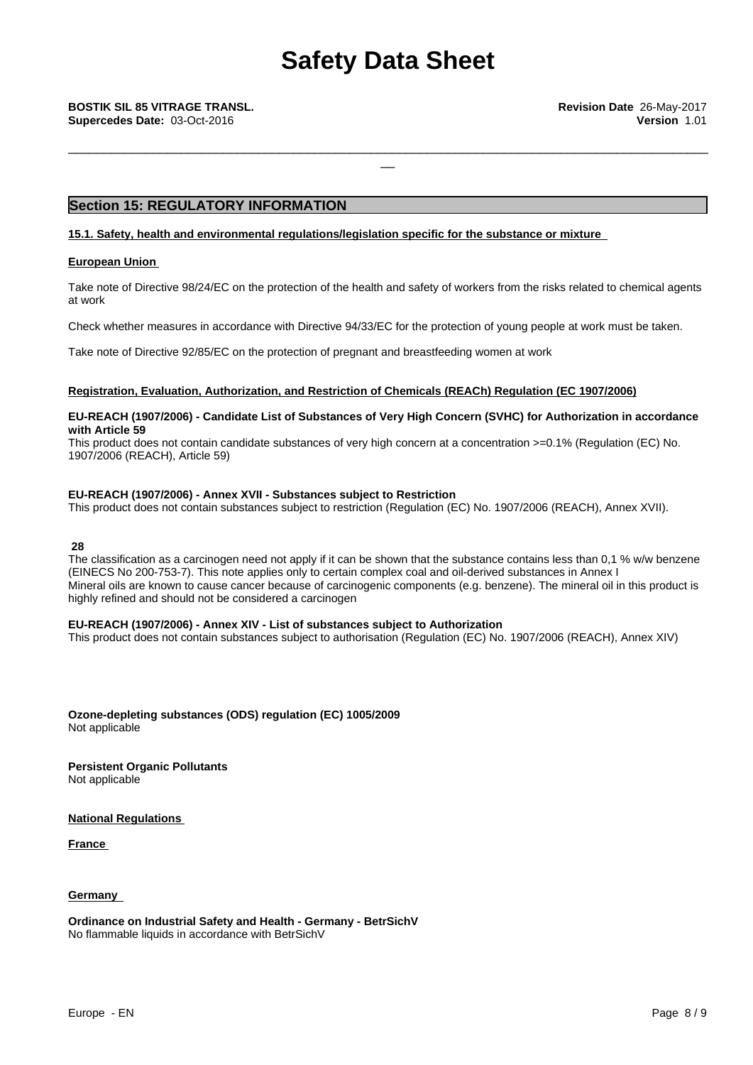## Section 15: REGULATORY INFORMATION

### 15.1. Safety, health and environmental regulations/legislation specific for the substance or mixture

#### European Union

Take note of Directive 98/24/EC on the protection of the health and safety of workers from the risks related to chemical agents at work

Check whether measures in accordance with Directive 94/33/EC for the protection of young people at work must be taken.

Take note of Directive 92/85/EC on the protection of pregnant and breastfeeding women at work

#### Registration, Evaluation, Authorization, and Restriction of Chemicals (REACh) Regulation (EC 1907/2006)

**EU-REACH (1907/2006) - Candidate List of Substances of Very High Concern (SVHC) for Authorization in accordance with Article 59**

This product does not contain candidate substances of very high concern at a concentration >=0.1% (Regulation (EC) No. 1907/2006 (REACH), Article 59)

**EU-REACH (1907/2006) - Annex XVII - Substances subject to Restriction**

This product does not contain substances subject to restriction (Regulation (EC) No. 1907/2006 (REACH), Annex XVII).

**28**

The classification as a carcinogen need not apply if it can be shown that the substance contains less than 0,1 % w/w benzene (EINECS No 200-753-7). This note applies only to certain complex coal and oil-derived substances in Annex I
Mineral oils are known to cause cancer because of carcinogenic components (e.g. benzene). The mineral oil in this product is highly refined and should not be considered a carcinogen

**EU-REACH (1907/2006) - Annex XIV - List of substances subject to Authorization**

This product does not contain substances subject to authorisation (Regulation (EC) No. 1907/2006 (REACH), Annex XIV)

**Ozone-depleting substances (ODS) regulation (EC) 1005/2009**

Not applicable

**Persistent Organic Pollutants**

Not applicable

#### National Regulations

#### France

#### Germany

**Ordinance on Industrial Safety and Health - Germany - BetrSichV**

No flammable liquids in accordance with BetrSichV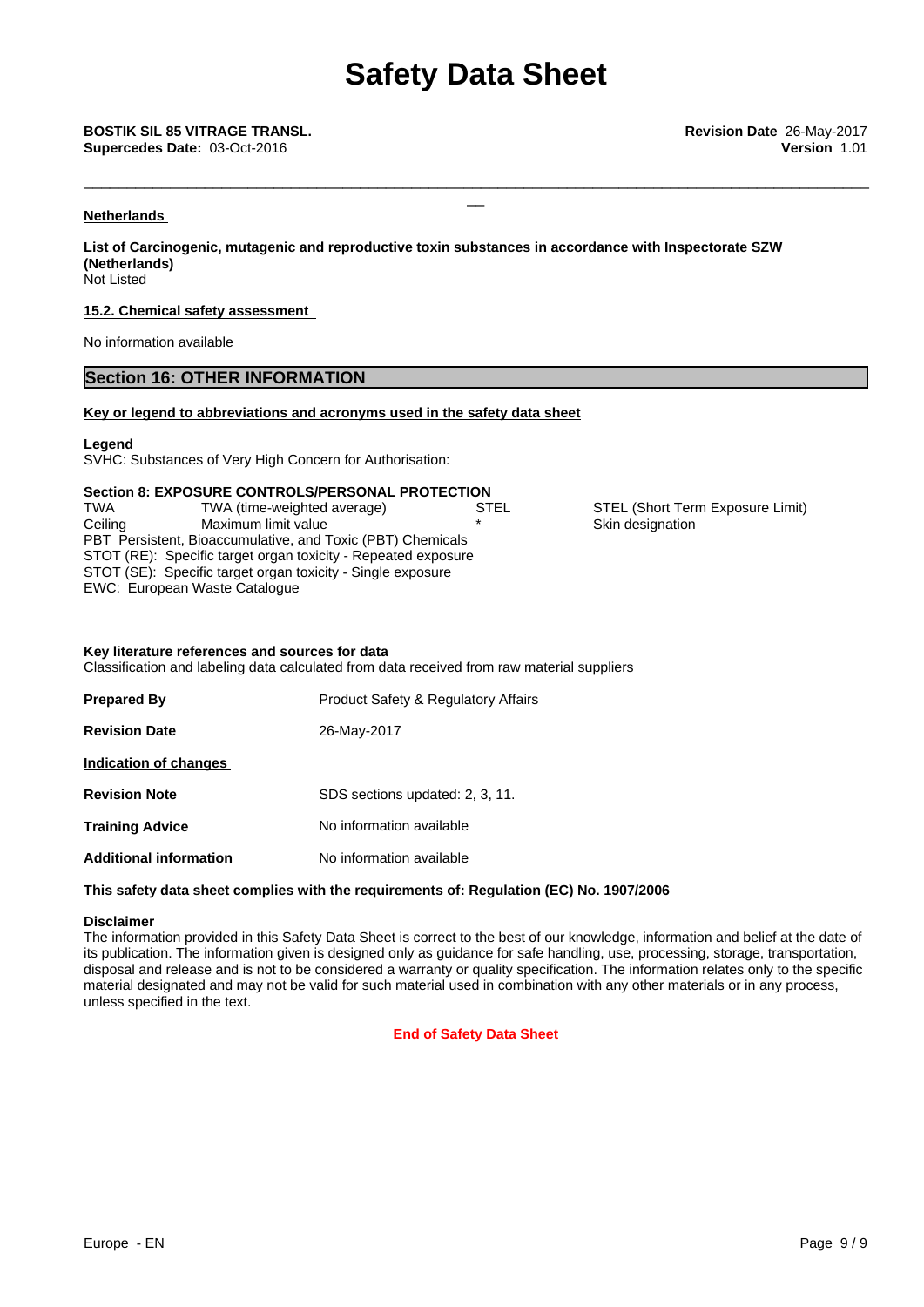#### Netherlands

**List of Carcinogenic, mutagenic and reproductive toxin substances in accordance with Inspectorate SZW (Netherlands)**
Not Listed

#### 15.2. Chemical safety assessment

No information available

## Section 16: OTHER INFORMATION

#### Key or legend to abbreviations and acronyms used in the safety data sheet

**Legend**
SVHC: Substances of Very High Concern for Authorisation:

**Section 8: EXPOSURE CONTROLS/PERSONAL PROTECTION**

| | | | |
|---|---|---|---|
| TWA | TWA (time-weighted average) | STEL | STEL (Short Term Exposure Limit) |
| Ceiling | Maximum limit value | * | Skin designation |

PBT Persistent, Bioaccumulative, and Toxic (PBT) Chemicals
STOT (RE): Specific target organ toxicity - Repeated exposure
STOT (SE): Specific target organ toxicity - Single exposure
EWC: European Waste Catalogue

**Key literature references and sources for data**
Classification and labeling data calculated from data received from raw material suppliers

**Prepared By** Product Safety & Regulatory Affairs

**Revision Date** 26-May-2017

**Indication of changes**

**Revision Note** SDS sections updated: 2, 3, 11.

**Training Advice** No information available

**Additional information** No information available

**This safety data sheet complies with the requirements of: Regulation (EC) No. 1907/2006**

**Disclaimer**
The information provided in this Safety Data Sheet is correct to the best of our knowledge, information and belief at the date of its publication. The information given is designed only as guidance for safe handling, use, processing, storage, transportation, disposal and release and is not to be considered a warranty or quality specification. The information relates only to the specific material designated and may not be valid for such material used in combination with any other materials or in any process, unless specified in the text.

**End of Safety Data Sheet**